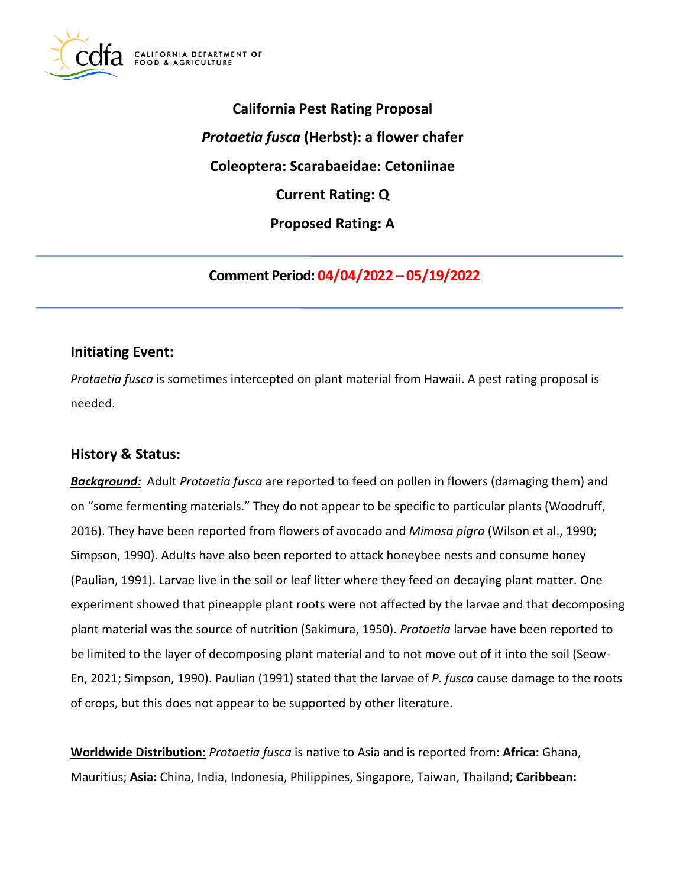CALIFORNIA DEPARTMENT OF FOOD & AGRICULTURE

**California Pest Rating Proposal**

***Protaetia fusca*** **(Herbst): a flower chafer**

**Coleoptera: Scarabaeidae: Cetoniinae**

**Current Rating: Q**

**Proposed Rating: A**

---

**Comment Period: 04/04/2022 – 05/19/2022**

---

## Initiating Event:

*Protaetia fusca* is sometimes intercepted on plant material from Hawaii. A pest rating proposal is needed.

## History & Status:

***Background:*** Adult *Protaetia fusca* are reported to feed on pollen in flowers (damaging them) and on "some fermenting materials." They do not appear to be specific to particular plants (Woodruff, 2016). They have been reported from flowers of avocado and *Mimosa pigra* (Wilson et al., 1990; Simpson, 1990). Adults have also been reported to attack honeybee nests and consume honey (Paulian, 1991). Larvae live in the soil or leaf litter where they feed on decaying plant matter. One experiment showed that pineapple plant roots were not affected by the larvae and that decomposing plant material was the source of nutrition (Sakimura, 1950). *Protaetia* larvae have been reported to be limited to the layer of decomposing plant material and to not move out of it into the soil (Seow-En, 2021; Simpson, 1990). Paulian (1991) stated that the larvae of *P. fusca* cause damage to the roots of crops, but this does not appear to be supported by other literature.

**Worldwide Distribution:** *Protaetia fusca* is native to Asia and is reported from: **Africa:** Ghana, Mauritius; **Asia:** China, India, Indonesia, Philippines, Singapore, Taiwan, Thailand; **Caribbean:**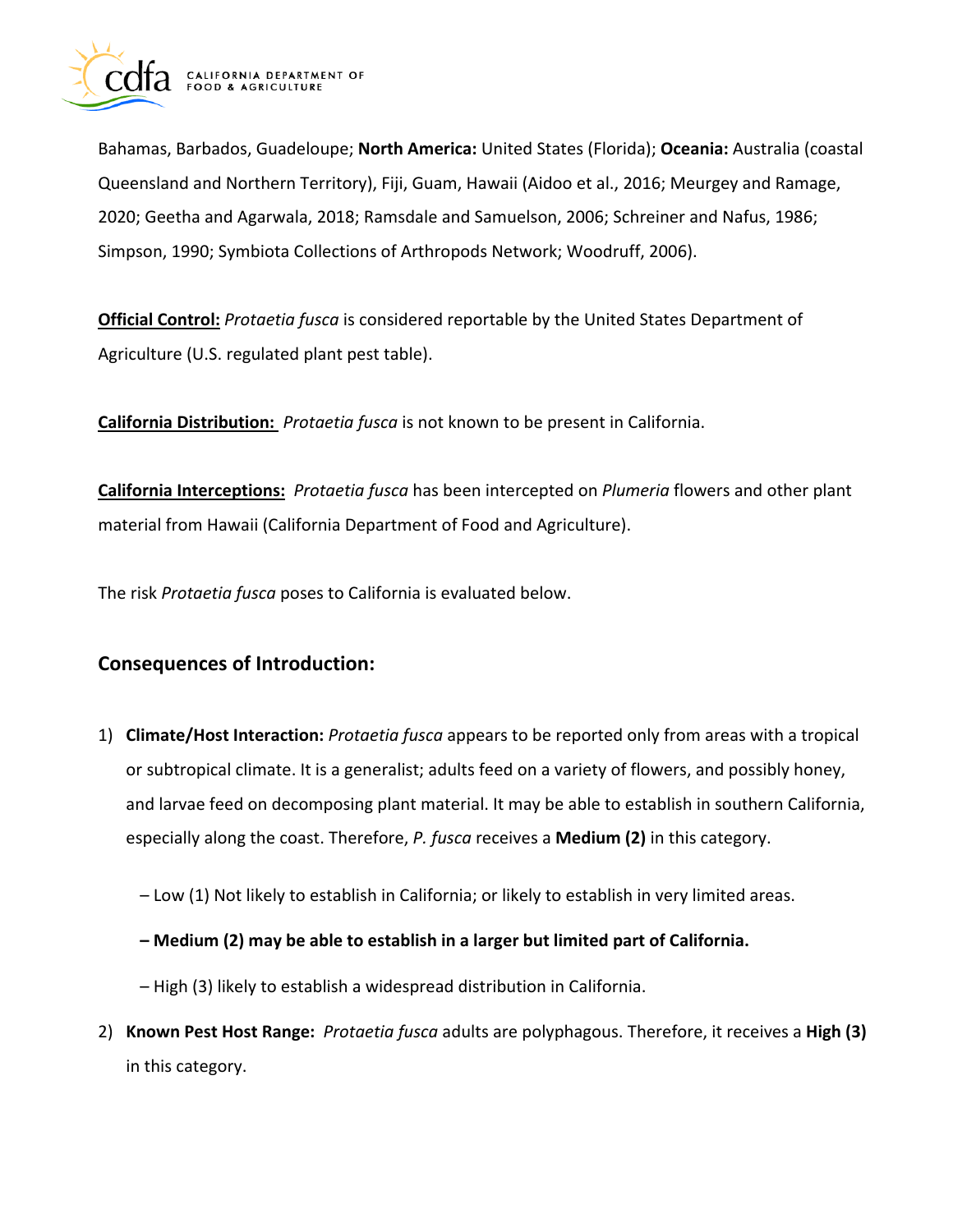Bahamas, Barbados, Guadeloupe; **North America:** United States (Florida); **Oceania:** Australia (coastal Queensland and Northern Territory), Fiji, Guam, Hawaii (Aidoo et al., 2016; Meurgey and Ramage, 2020; Geetha and Agarwala, 2018; Ramsdale and Samuelson, 2006; Schreiner and Nafus, 1986; Simpson, 1990; Symbiota Collections of Arthropods Network; Woodruff, 2006).

**Official Control:** *Protaetia fusca* is considered reportable by the United States Department of Agriculture (U.S. regulated plant pest table).

**California Distribution:** *Protaetia fusca* is not known to be present in California.

**California Interceptions:** *Protaetia fusca* has been intercepted on *Plumeria* flowers and other plant material from Hawaii (California Department of Food and Agriculture).

The risk *Protaetia fusca* poses to California is evaluated below.

## Consequences of Introduction:

1) **Climate/Host Interaction:** *Protaetia fusca* appears to be reported only from areas with a tropical or subtropical climate. It is a generalist; adults feed on a variety of flowers, and possibly honey, and larvae feed on decomposing plant material. It may be able to establish in southern California, especially along the coast. Therefore, *P. fusca* receives a **Medium (2)** in this category.

   – Low (1) Not likely to establish in California; or likely to establish in very limited areas.

   **– Medium (2) may be able to establish in a larger but limited part of California.**

   – High (3) likely to establish a widespread distribution in California.

2) **Known Pest Host Range:** *Protaetia fusca* adults are polyphagous. Therefore, it receives a **High (3)** in this category.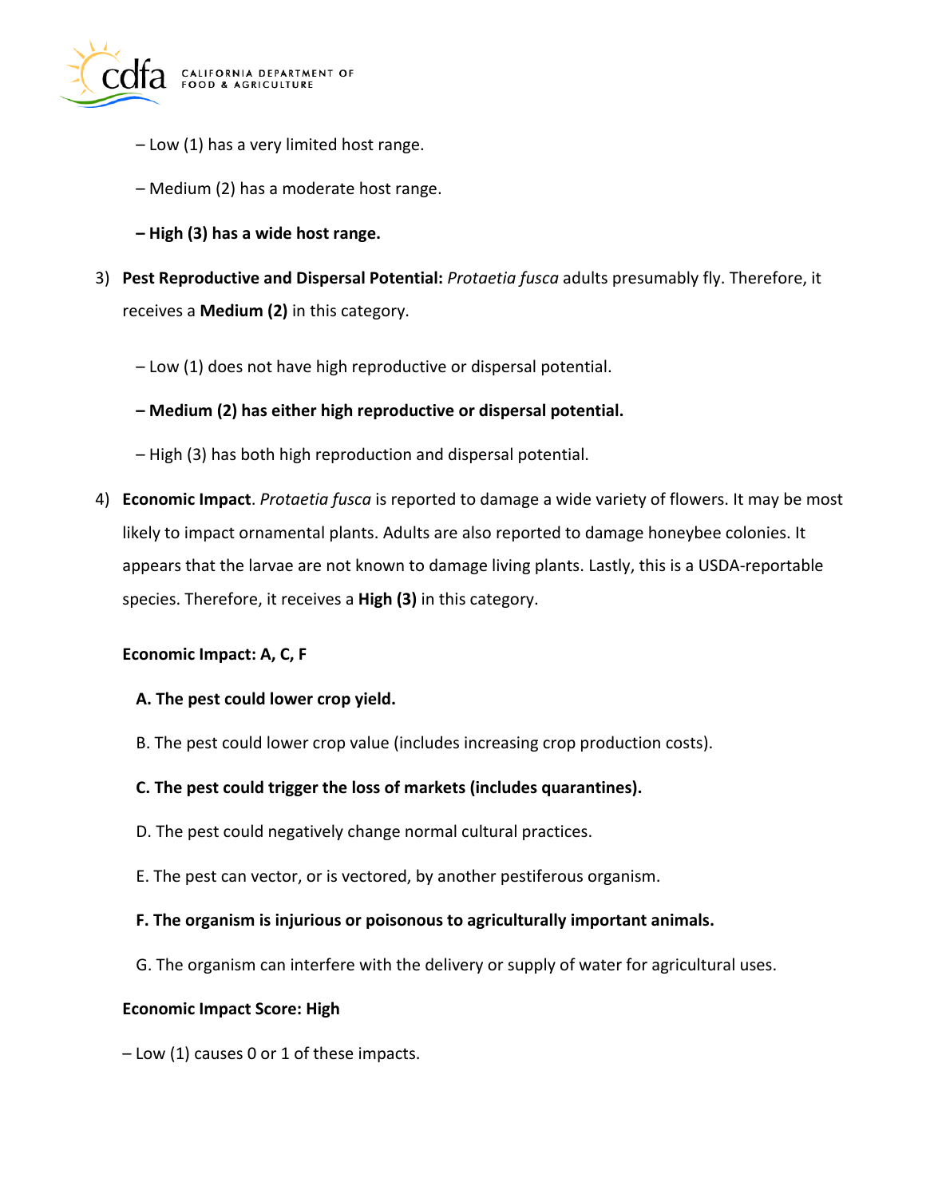– Low (1) has a very limited host range.

– Medium (2) has a moderate host range.

**– High (3) has a wide host range.**

3) **Pest Reproductive and Dispersal Potential:** *Protaetia fusca* adults presumably fly. Therefore, it receives a **Medium (2)** in this category.

   – Low (1) does not have high reproductive or dispersal potential.

   **– Medium (2) has either high reproductive or dispersal potential.**

   – High (3) has both high reproduction and dispersal potential.

4) **Economic Impact**. *Protaetia fusca* is reported to damage a wide variety of flowers. It may be most likely to impact ornamental plants. Adults are also reported to damage honeybee colonies. It appears that the larvae are not known to damage living plants. Lastly, this is a USDA-reportable species. Therefore, it receives a **High (3)** in this category.

   **Economic Impact: A, C, F**

   **A. The pest could lower crop yield.**

   B. The pest could lower crop value (includes increasing crop production costs).

   **C. The pest could trigger the loss of markets (includes quarantines).**

   D. The pest could negatively change normal cultural practices.

   E. The pest can vector, or is vectored, by another pestiferous organism.

   **F. The organism is injurious or poisonous to agriculturally important animals.**

   G. The organism can interfere with the delivery or supply of water for agricultural uses.

   **Economic Impact Score: High**

   – Low (1) causes 0 or 1 of these impacts.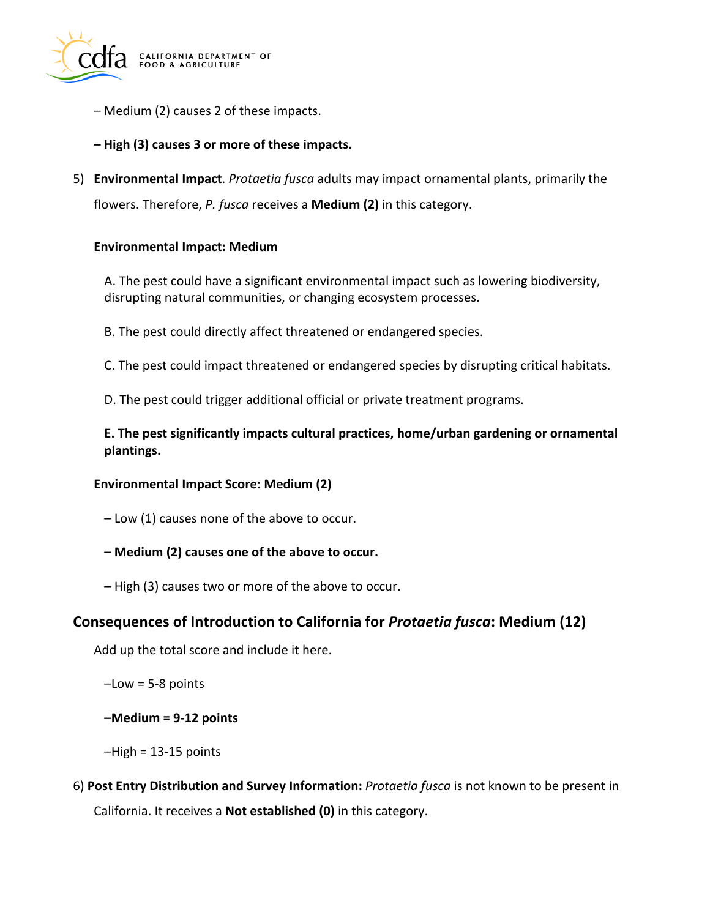– Medium (2) causes 2 of these impacts.

**– High (3) causes 3 or more of these impacts.**

5) **Environmental Impact**. *Protaetia fusca* adults may impact ornamental plants, primarily the flowers. Therefore, *P. fusca* receives a **Medium (2)** in this category.

**Environmental Impact: Medium**

A. The pest could have a significant environmental impact such as lowering biodiversity, disrupting natural communities, or changing ecosystem processes.

B. The pest could directly affect threatened or endangered species.

C. The pest could impact threatened or endangered species by disrupting critical habitats.

D. The pest could trigger additional official or private treatment programs.

**E. The pest significantly impacts cultural practices, home/urban gardening or ornamental plantings.**

**Environmental Impact Score: Medium (2)**

– Low (1) causes none of the above to occur.

**– Medium (2) causes one of the above to occur.**

– High (3) causes two or more of the above to occur.

## Consequences of Introduction to California for *Protaetia fusca*: Medium (12)

Add up the total score and include it here.

–Low = 5-8 points

**–Medium = 9-12 points**

–High = 13-15 points

6) **Post Entry Distribution and Survey Information:** *Protaetia fusca* is not known to be present in California. It receives a **Not established (0)** in this category.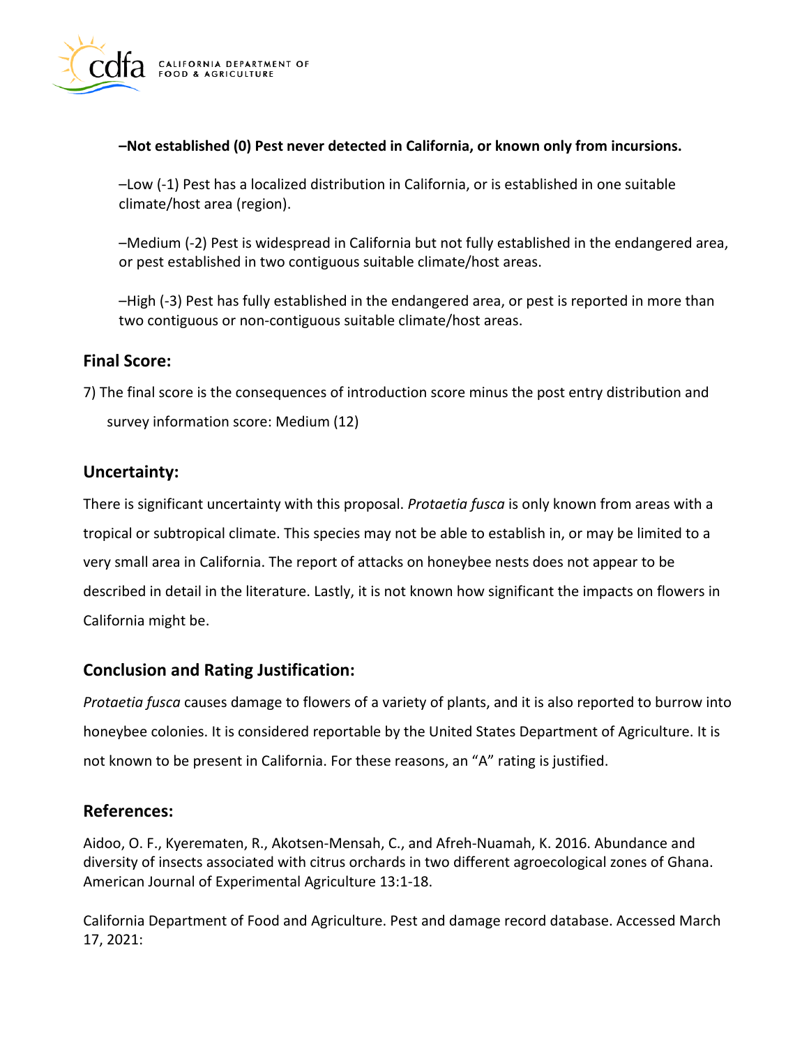**–Not established (0) Pest never detected in California, or known only from incursions.**

–Low (-1) Pest has a localized distribution in California, or is established in one suitable climate/host area (region).

–Medium (-2) Pest is widespread in California but not fully established in the endangered area, or pest established in two contiguous suitable climate/host areas.

–High (-3) Pest has fully established in the endangered area, or pest is reported in more than two contiguous or non-contiguous suitable climate/host areas.

## Final Score:

7) The final score is the consequences of introduction score minus the post entry distribution and survey information score: Medium (12)

## Uncertainty:

There is significant uncertainty with this proposal. *Protaetia fusca* is only known from areas with a tropical or subtropical climate. This species may not be able to establish in, or may be limited to a very small area in California. The report of attacks on honeybee nests does not appear to be described in detail in the literature. Lastly, it is not known how significant the impacts on flowers in California might be.

## Conclusion and Rating Justification:

*Protaetia fusca* causes damage to flowers of a variety of plants, and it is also reported to burrow into honeybee colonies. It is considered reportable by the United States Department of Agriculture. It is not known to be present in California. For these reasons, an "A" rating is justified.

## References:

Aidoo, O. F., Kyerematen, R., Akotsen-Mensah, C., and Afreh-Nuamah, K. 2016. Abundance and diversity of insects associated with citrus orchards in two different agroecological zones of Ghana. American Journal of Experimental Agriculture 13:1-18.

California Department of Food and Agriculture. Pest and damage record database. Accessed March 17, 2021: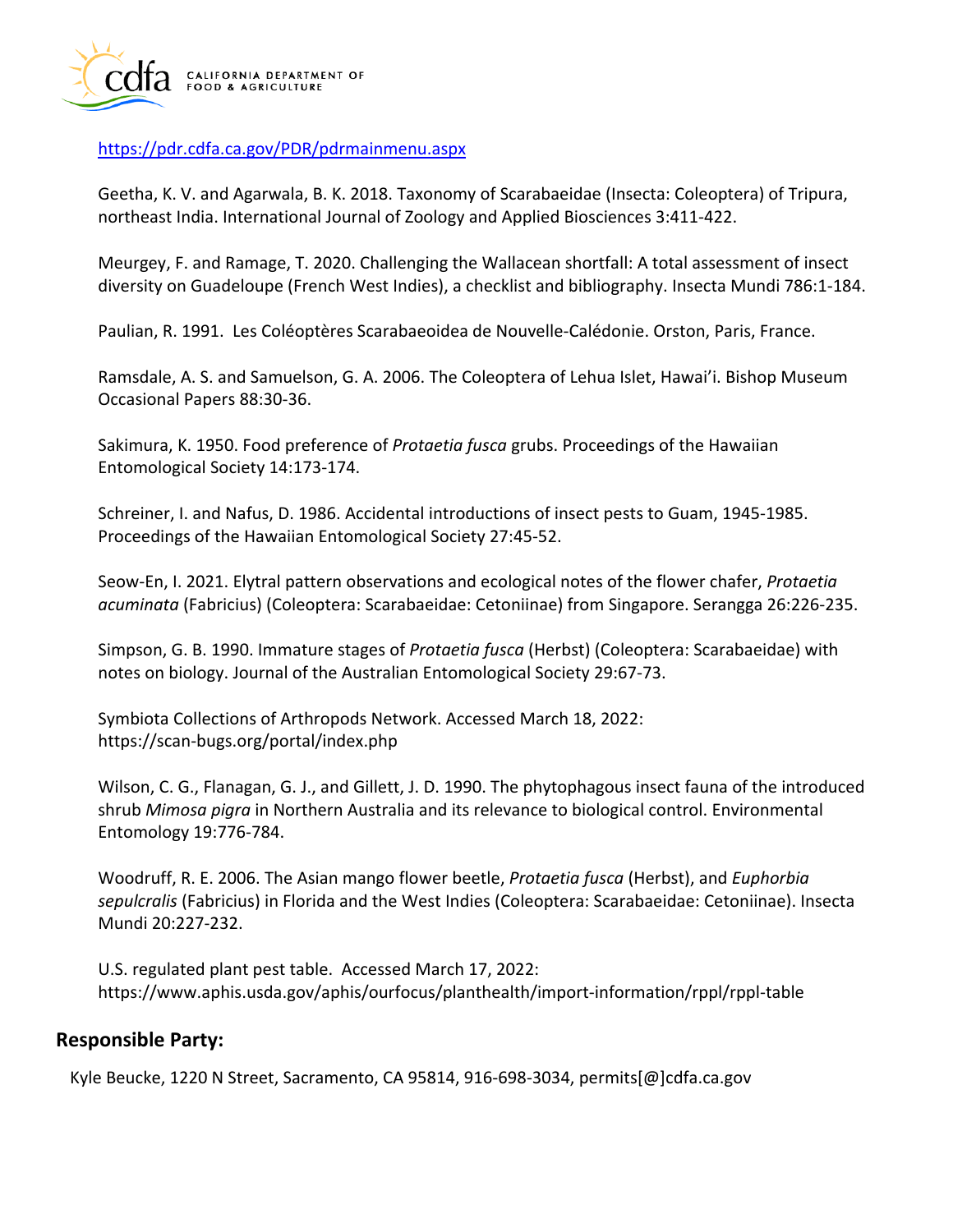https://pdr.cdfa.ca.gov/PDR/pdrmainmenu.aspx

Geetha, K. V. and Agarwala, B. K. 2018. Taxonomy of Scarabaeidae (Insecta: Coleoptera) of Tripura, northeast India. International Journal of Zoology and Applied Biosciences 3:411-422.

Meurgey, F. and Ramage, T. 2020. Challenging the Wallacean shortfall: A total assessment of insect diversity on Guadeloupe (French West Indies), a checklist and bibliography. Insecta Mundi 786:1-184.

Paulian, R. 1991. Les Coléoptères Scarabaeoidea de Nouvelle-Calédonie. Orston, Paris, France.

Ramsdale, A. S. and Samuelson, G. A. 2006. The Coleoptera of Lehua Islet, Hawai'i. Bishop Museum Occasional Papers 88:30-36.

Sakimura, K. 1950. Food preference of *Protaetia fusca* grubs. Proceedings of the Hawaiian Entomological Society 14:173-174.

Schreiner, I. and Nafus, D. 1986. Accidental introductions of insect pests to Guam, 1945-1985. Proceedings of the Hawaiian Entomological Society 27:45-52.

Seow-En, I. 2021. Elytral pattern observations and ecological notes of the flower chafer, *Protaetia acuminata* (Fabricius) (Coleoptera: Scarabaeidae: Cetoniinae) from Singapore. Serangga 26:226-235.

Simpson, G. B. 1990. Immature stages of *Protaetia fusca* (Herbst) (Coleoptera: Scarabaeidae) with notes on biology. Journal of the Australian Entomological Society 29:67-73.

Symbiota Collections of Arthropods Network. Accessed March 18, 2022: https://scan-bugs.org/portal/index.php

Wilson, C. G., Flanagan, G. J., and Gillett, J. D. 1990. The phytophagous insect fauna of the introduced shrub *Mimosa pigra* in Northern Australia and its relevance to biological control. Environmental Entomology 19:776-784.

Woodruff, R. E. 2006. The Asian mango flower beetle, *Protaetia fusca* (Herbst), and *Euphorbia sepulcralis* (Fabricius) in Florida and the West Indies (Coleoptera: Scarabaeidae: Cetoniinae). Insecta Mundi 20:227-232.

U.S. regulated plant pest table. Accessed March 17, 2022: https://www.aphis.usda.gov/aphis/ourfocus/planthealth/import-information/rppl/rppl-table

## Responsible Party:

Kyle Beucke, 1220 N Street, Sacramento, CA 95814, 916-698-3034, permits[@]cdfa.ca.gov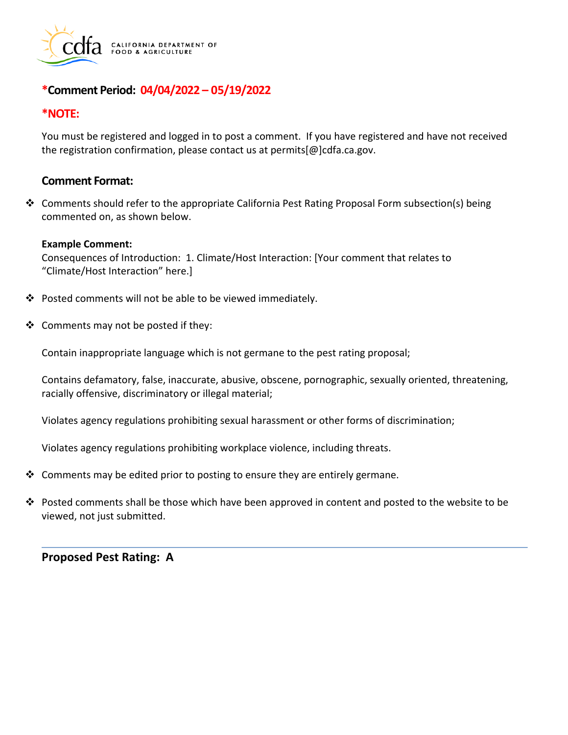## *Comment Period: 04/04/2022 – 05/19/2022

## *NOTE:

You must be registered and logged in to post a comment. If you have registered and have not received the registration confirmation, please contact us at permits[@]cdfa.ca.gov.

### Comment Format:

- Comments should refer to the appropriate California Pest Rating Proposal Form subsection(s) being commented on, as shown below.

  **Example Comment:**
  Consequences of Introduction: 1. Climate/Host Interaction: [Your comment that relates to "Climate/Host Interaction" here.]

- Posted comments will not be able to be viewed immediately.

- Comments may not be posted if they:

  Contain inappropriate language which is not germane to the pest rating proposal;

  Contains defamatory, false, inaccurate, abusive, obscene, pornographic, sexually oriented, threatening, racially offensive, discriminatory or illegal material;

  Violates agency regulations prohibiting sexual harassment or other forms of discrimination;

  Violates agency regulations prohibiting workplace violence, including threats.

- Comments may be edited prior to posting to ensure they are entirely germane.

- Posted comments shall be those which have been approved in content and posted to the website to be viewed, not just submitted.

---

### Proposed Pest Rating: A